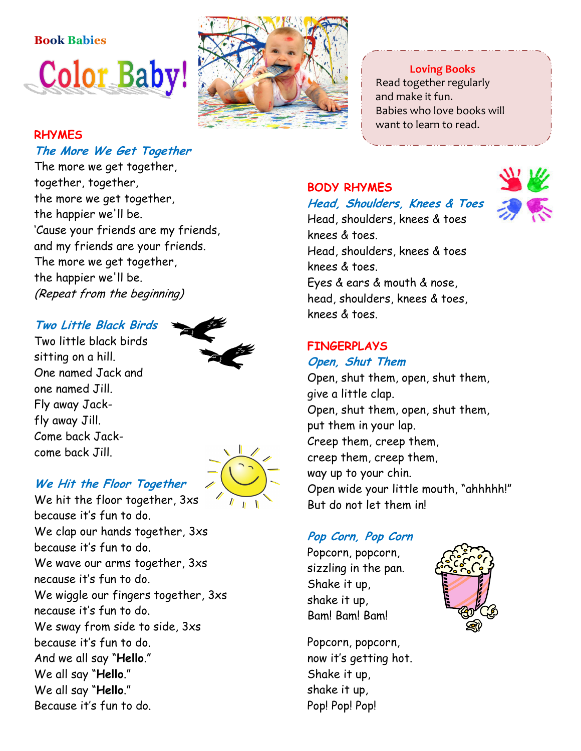**Book Babies**

# Color Baby!

> **Loving Books**
> Read together regularly and make it fun.
> Babies who love books will want to learn to read.

## RHYMES

### *The More We Get Together*

The more we get together,
together, together,
the more we get together,
the happier we'll be.
'Cause your friends are my friends,
and my friends are your friends.
The more we get together,
the happier we'll be.
*(Repeat from the beginning)*

### *Two Little Black Birds*

Two little black birds
sitting on a hill.
One named Jack and
one named Jill.
Fly away Jack-
fly away Jill.
Come back Jack-
come back Jill.

### *We Hit the Floor Together*

We hit the floor together, 3xs
because it's fun to do.
We clap our hands together, 3xs
because it's fun to do.
We wave our arms together, 3xs
necause it's fun to do.
We wiggle our fingers together, 3xs
necause it's fun to do.
We sway from side to side, 3xs
because it's fun to do.
And we all say "**Hello**."
We all say "**Hello**."
We all say "**Hello**."
Because it's fun to do.

## BODY RHYMES

### *Head, Shoulders, Knees & Toes*

Head, shoulders, knees & toes
knees & toes.
Head, shoulders, knees & toes
knees & toes.
Eyes & ears & mouth & nose,
head, shoulders, knees & toes,
knees & toes.

## FINGERPLAYS

### *Open, Shut Them*

Open, shut them, open, shut them,
give a little clap.
Open, shut them, open, shut them,
put them in your lap.
Creep them, creep them,
creep them, creep them,
way up to your chin.
Open wide your little mouth, "ahhhhh!"
But do not let them in!

### *Pop Corn, Pop Corn*

Popcorn, popcorn,
sizzling in the pan.
Shake it up,
shake it up,
Bam! Bam! Bam!

Popcorn, popcorn,
now it's getting hot.
Shake it up,
shake it up,
Pop! Pop! Pop!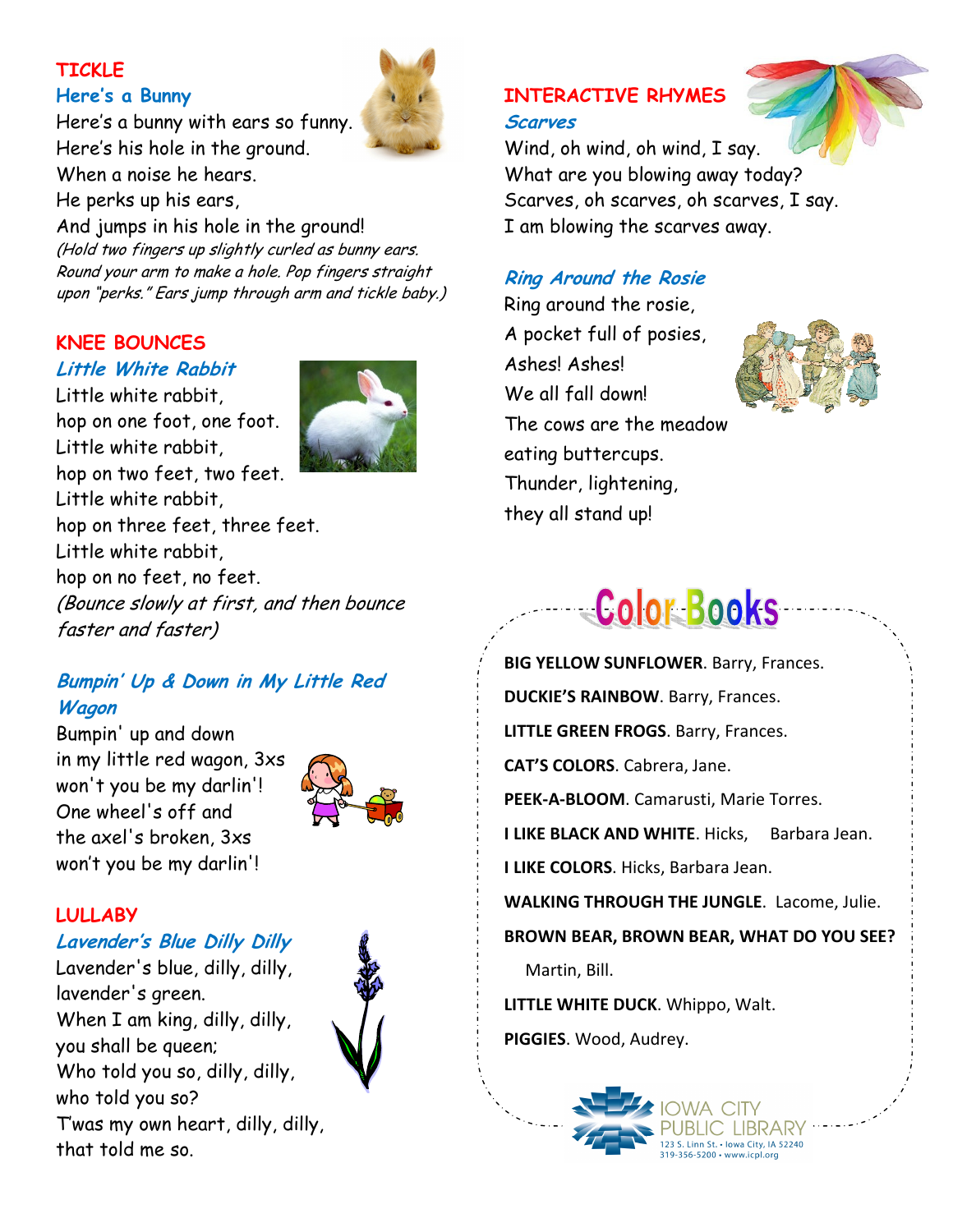## TICKLE

### Here's a Bunny

Here's a bunny with ears so funny.
Here's his hole in the ground.
When a noise he hears.
He perks up his ears,
And jumps in his hole in the ground!
*(Hold two fingers up slightly curled as bunny ears. Round your arm to make a hole. Pop fingers straight upon "perks." Ears jump through arm and tickle baby.)*

## KNEE BOUNCES

### *Little White Rabbit*

Little white rabbit,
hop on one foot, one foot.
Little white rabbit,
hop on two feet, two feet.
Little white rabbit,
hop on three feet, three feet.
Little white rabbit,
hop on no feet, no feet.
*(Bounce slowly at first, and then bounce faster and faster)*

### *Bumpin' Up & Down in My Little Red Wagon*

Bumpin' up and down
in my little red wagon, 3xs
won't you be my darlin'!
One wheel's off and
the axel's broken, 3xs
won't you be my darlin'!

## LULLABY

### *Lavender's Blue Dilly Dilly*

Lavender's blue, dilly, dilly,
lavender's green.
When I am king, dilly, dilly,
you shall be queen;
Who told you so, dilly, dilly,
who told you so?
T'was my own heart, dilly, dilly,
that told me so.

## INTERACTIVE RHYMES

### *Scarves*

Wind, oh wind, oh wind, I say.
What are you blowing away today?
Scarves, oh scarves, oh scarves, I say.
I am blowing the scarves away.

### *Ring Around the Rosie*

Ring around the rosie,
A pocket full of posies,
Ashes! Ashes!
We all fall down!
The cows are the meadow
eating buttercups.
Thunder, lightening,
they all stand up!

## Color Books

**BIG YELLOW SUNFLOWER**. Barry, Frances.

**DUCKIE'S RAINBOW**. Barry, Frances.

**LITTLE GREEN FROGS**. Barry, Frances.

**CAT'S COLORS**. Cabrera, Jane.

**PEEK-A-BLOOM**. Camarusti, Marie Torres.

**I LIKE BLACK AND WHITE**. Hicks, Barbara Jean.

**I LIKE COLORS**. Hicks, Barbara Jean.

**WALKING THROUGH THE JUNGLE**. Lacome, Julie.

**BROWN BEAR, BROWN BEAR, WHAT DO YOU SEE?** Martin, Bill.

**LITTLE WHITE DUCK**. Whippo, Walt.

**PIGGIES**. Wood, Audrey.

IOWA CITY PUBLIC LIBRARY
123 S. Linn St. • Iowa City, IA 52240
319-356-5200 • www.icpl.org